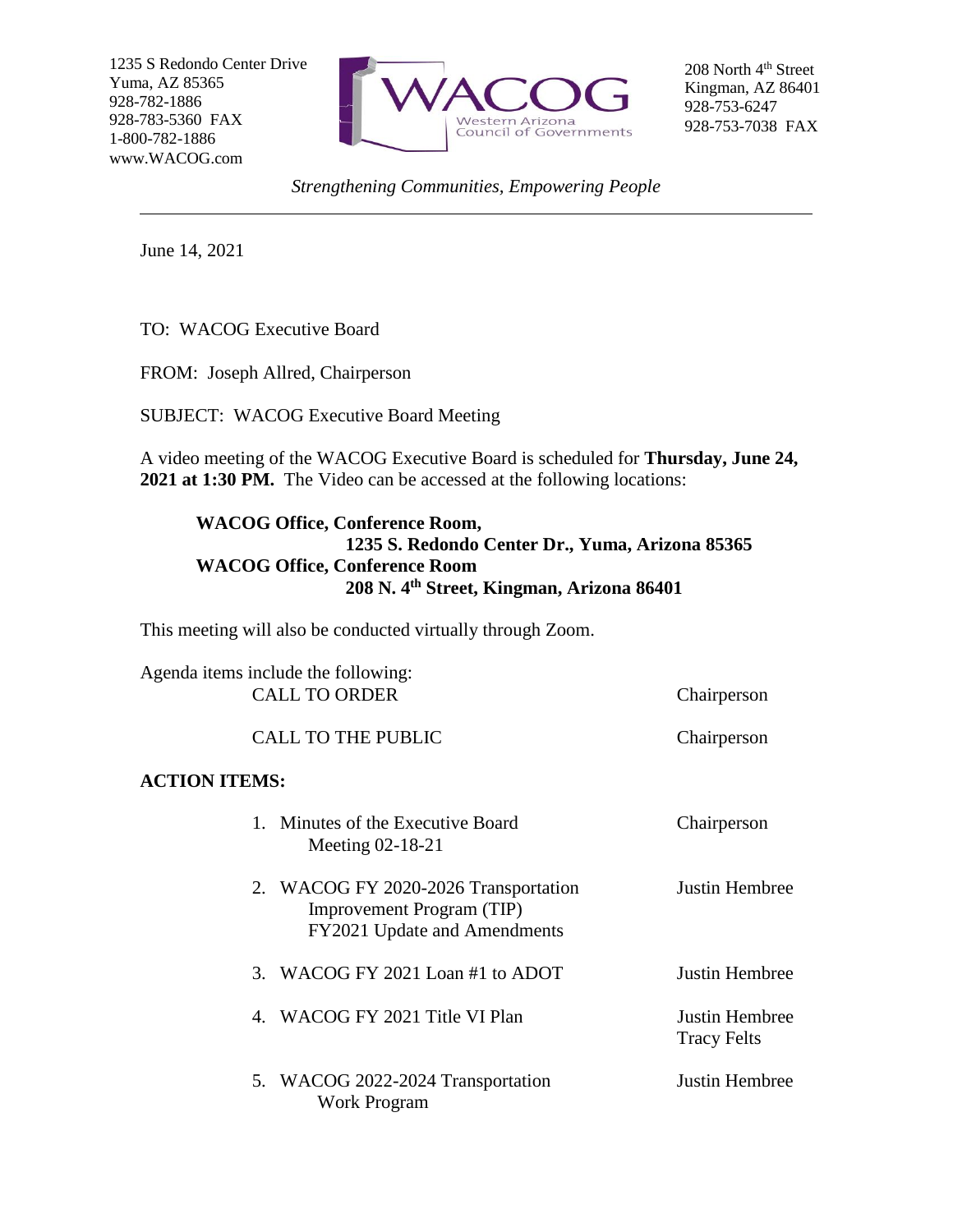1235 S Redondo Center Drive
Yuma, AZ 85365
928-782-1886
928-783-5360 FAX
1-800-782-1886
www.WACOG.com

**WACOG**
Western Arizona Council of Governments

208 North 4th Street
Kingman, AZ 86401
928-753-6247
928-753-7038 FAX

*Strengthening Communities, Empowering People*

---

June 14, 2021

TO: WACOG Executive Board

FROM: Joseph Allred, Chairperson

SUBJECT: WACOG Executive Board Meeting

A video meeting of the WACOG Executive Board is scheduled for **Thursday, June 24, 2021 at 1:30 PM.** The Video can be accessed at the following locations:

> **WACOG Office, Conference Room,**
> **1235 S. Redondo Center Dr., Yuma, Arizona 85365**
> **WACOG Office, Conference Room**
> **208 N. 4th Street, Kingman, Arizona 86401**

This meeting will also be conducted virtually through Zoom.

Agenda items include the following:

| | |
|---|---|
| CALL TO ORDER | Chairperson |
| CALL TO THE PUBLIC | Chairperson |

**ACTION ITEMS:**

| | |
|---|---|
| 1. Minutes of the Executive Board Meeting 02-18-21 | Chairperson |
| 2. WACOG FY 2020-2026 Transportation Improvement Program (TIP) FY2021 Update and Amendments | Justin Hembree |
| 3. WACOG FY 2021 Loan #1 to ADOT | Justin Hembree |
| 4. WACOG FY 2021 Title VI Plan | Justin Hembree<br>Tracy Felts |
| 5. WACOG 2022-2024 Transportation Work Program | Justin Hembree |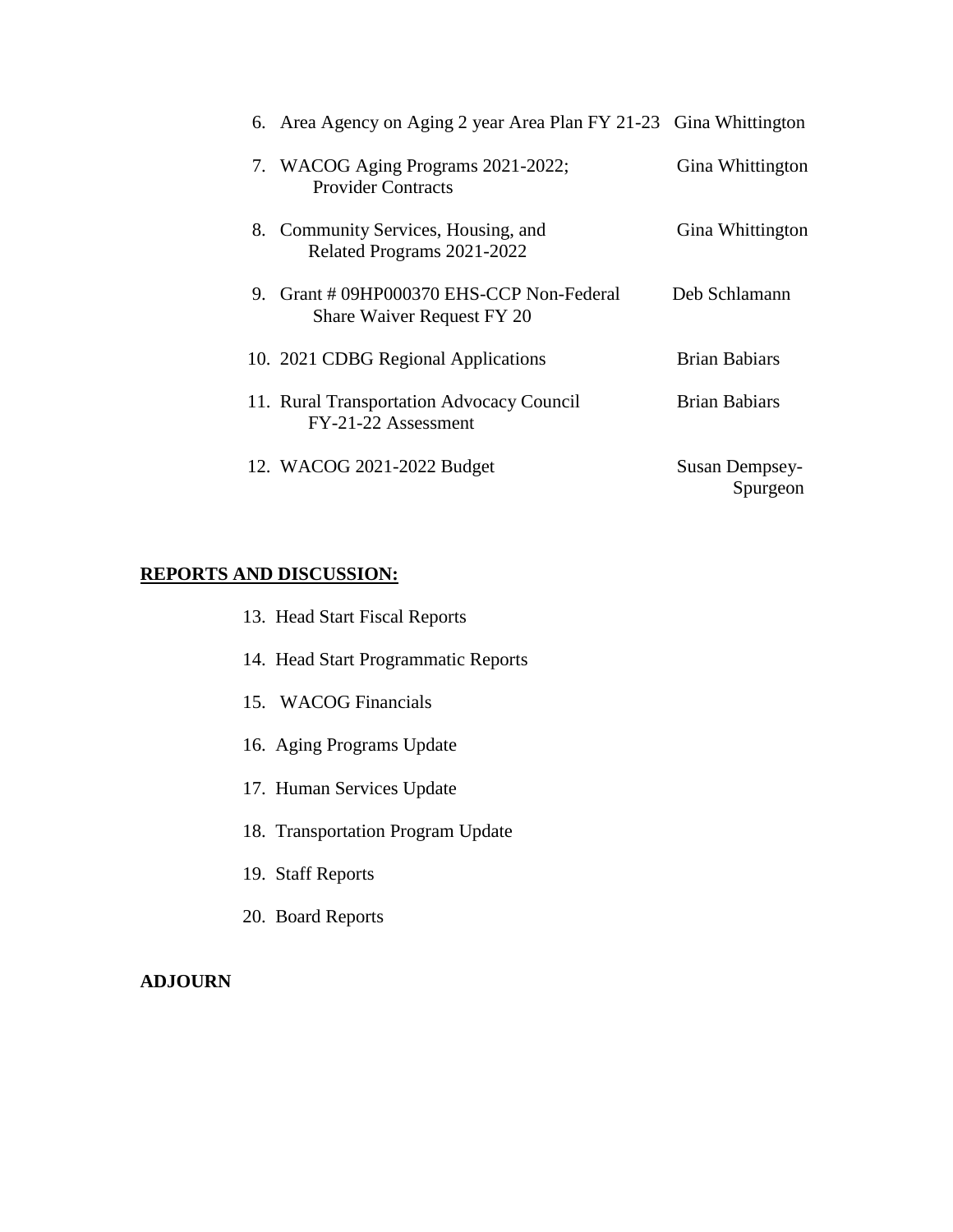6. Area Agency on Aging 2 year Area Plan FY 21-23 — Gina Whittington
7. WACOG Aging Programs 2021-2022; Provider Contracts — Gina Whittington
8. Community Services, Housing, and Related Programs 2021-2022 — Gina Whittington
9. Grant # 09HP000370 EHS-CCP Non-Federal Share Waiver Request FY 20 — Deb Schlamann
10. 2021 CDBG Regional Applications — Brian Babiars
11. Rural Transportation Advocacy Council FY-21-22 Assessment — Brian Babiars
12. WACOG 2021-2022 Budget — Susan Dempsey-Spurgeon

**REPORTS AND DISCUSSION:**

13. Head Start Fiscal Reports
14. Head Start Programmatic Reports
15. WACOG Financials
16. Aging Programs Update
17. Human Services Update
18. Transportation Program Update
19. Staff Reports
20. Board Reports

**ADJOURN**